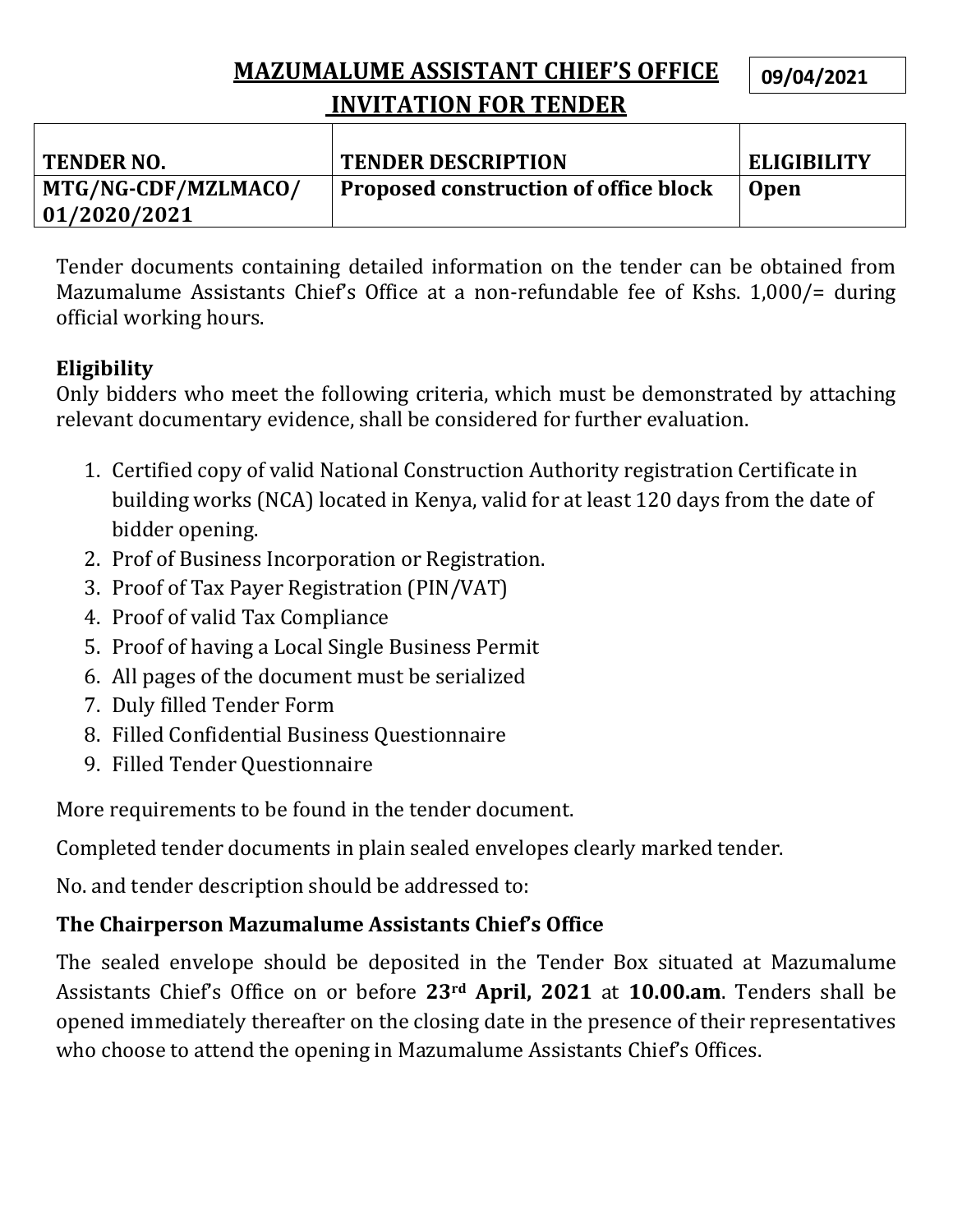# MAZUMALUME ASSISTANT CHIEF'S OFFICE

09/04/2021

## INVITATION FOR TENDER

| TENDER NO. | TENDER DESCRIPTION | ELIGIBILITY |
|---|---|---|
| **MTG/NG-CDF/MZLMACO/ 01/2020/2021** | **Proposed construction of office block** | **Open** |

Tender documents containing detailed information on the tender can be obtained from Mazumalume Assistants Chief's Office at a non-refundable fee of Kshs. 1,000/= during official working hours.

**Eligibility**

Only bidders who meet the following criteria, which must be demonstrated by attaching relevant documentary evidence, shall be considered for further evaluation.

1. Certified copy of valid National Construction Authority registration Certificate in building works (NCA) located in Kenya, valid for at least 120 days from the date of bidder opening.
2. Prof of Business Incorporation or Registration.
3. Proof of Tax Payer Registration (PIN/VAT)
4. Proof of valid Tax Compliance
5. Proof of having a Local Single Business Permit
6. All pages of the document must be serialized
7. Duly filled Tender Form
8. Filled Confidential Business Questionnaire
9. Filled Tender Questionnaire

More requirements to be found in the tender document.

Completed tender documents in plain sealed envelopes clearly marked tender.

No. and tender description should be addressed to:

### The Chairperson Mazumalume Assistants Chief's Office

The sealed envelope should be deposited in the Tender Box situated at Mazumalume Assistants Chief's Office on or before **23rd April, 2021** at **10.00.am**. Tenders shall be opened immediately thereafter on the closing date in the presence of their representatives who choose to attend the opening in Mazumalume Assistants Chief's Offices.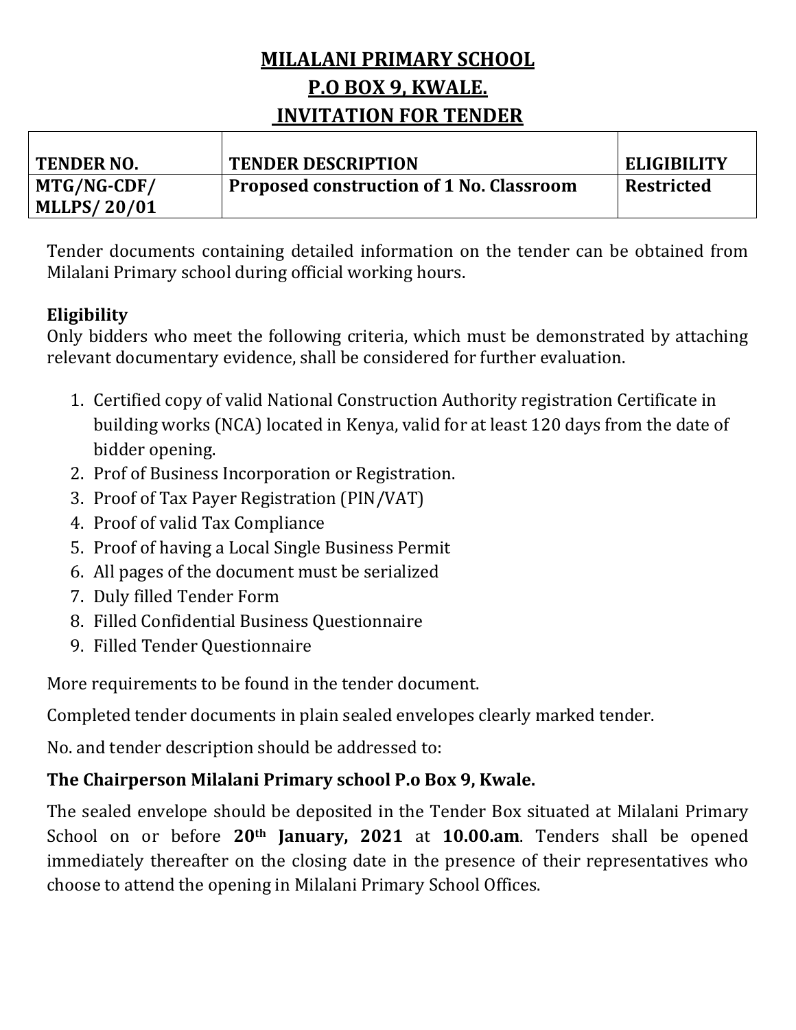# MILALANI PRIMARY SCHOOL

## P.O BOX 9, KWALE.

## INVITATION FOR TENDER

| TENDER NO. | TENDER DESCRIPTION | ELIGIBILITY |
| --- | --- | --- |
| MTG/NG-CDF/ MLLPS/ 20/01 | Proposed construction of 1 No. Classroom | Restricted |

Tender documents containing detailed information on the tender can be obtained from Milalani Primary school during official working hours.

**Eligibility**

Only bidders who meet the following criteria, which must be demonstrated by attaching relevant documentary evidence, shall be considered for further evaluation.

1. Certified copy of valid National Construction Authority registration Certificate in building works (NCA) located in Kenya, valid for at least 120 days from the date of bidder opening.
2. Prof of Business Incorporation or Registration.
3. Proof of Tax Payer Registration (PIN/VAT)
4. Proof of valid Tax Compliance
5. Proof of having a Local Single Business Permit
6. All pages of the document must be serialized
7. Duly filled Tender Form
8. Filled Confidential Business Questionnaire
9. Filled Tender Questionnaire

More requirements to be found in the tender document.

Completed tender documents in plain sealed envelopes clearly marked tender.

No. and tender description should be addressed to:

**The Chairperson Milalani Primary school P.o Box 9, Kwale.**

The sealed envelope should be deposited in the Tender Box situated at Milalani Primary School on or before **20th January, 2021** at **10.00.am**. Tenders shall be opened immediately thereafter on the closing date in the presence of their representatives who choose to attend the opening in Milalani Primary School Offices.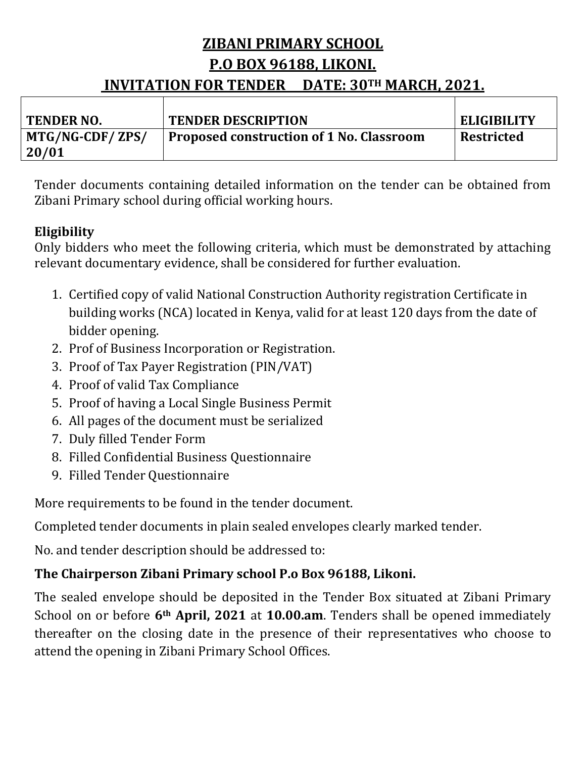# ZIBANI PRIMARY SCHOOL

# P.O BOX 96188, LIKONI.

## INVITATION FOR TENDER DATE: 30TH MARCH, 2021.

| TENDER NO. | TENDER DESCRIPTION | ELIGIBILITY |
|---|---|---|
| **MTG/NG-CDF/ ZPS/ 20/01** | **Proposed construction of 1 No. Classroom** | **Restricted** |

Tender documents containing detailed information on the tender can be obtained from Zibani Primary school during official working hours.

**Eligibility**

Only bidders who meet the following criteria, which must be demonstrated by attaching relevant documentary evidence, shall be considered for further evaluation.

1. Certified copy of valid National Construction Authority registration Certificate in building works (NCA) located in Kenya, valid for at least 120 days from the date of bidder opening.
2. Prof of Business Incorporation or Registration.
3. Proof of Tax Payer Registration (PIN/VAT)
4. Proof of valid Tax Compliance
5. Proof of having a Local Single Business Permit
6. All pages of the document must be serialized
7. Duly filled Tender Form
8. Filled Confidential Business Questionnaire
9. Filled Tender Questionnaire

More requirements to be found in the tender document.

Completed tender documents in plain sealed envelopes clearly marked tender.

No. and tender description should be addressed to:

**The Chairperson Zibani Primary school P.o Box 96188, Likoni.**

The sealed envelope should be deposited in the Tender Box situated at Zibani Primary School on or before **6th April, 2021** at **10.00.am**. Tenders shall be opened immediately thereafter on the closing date in the presence of their representatives who choose to attend the opening in Zibani Primary School Offices.